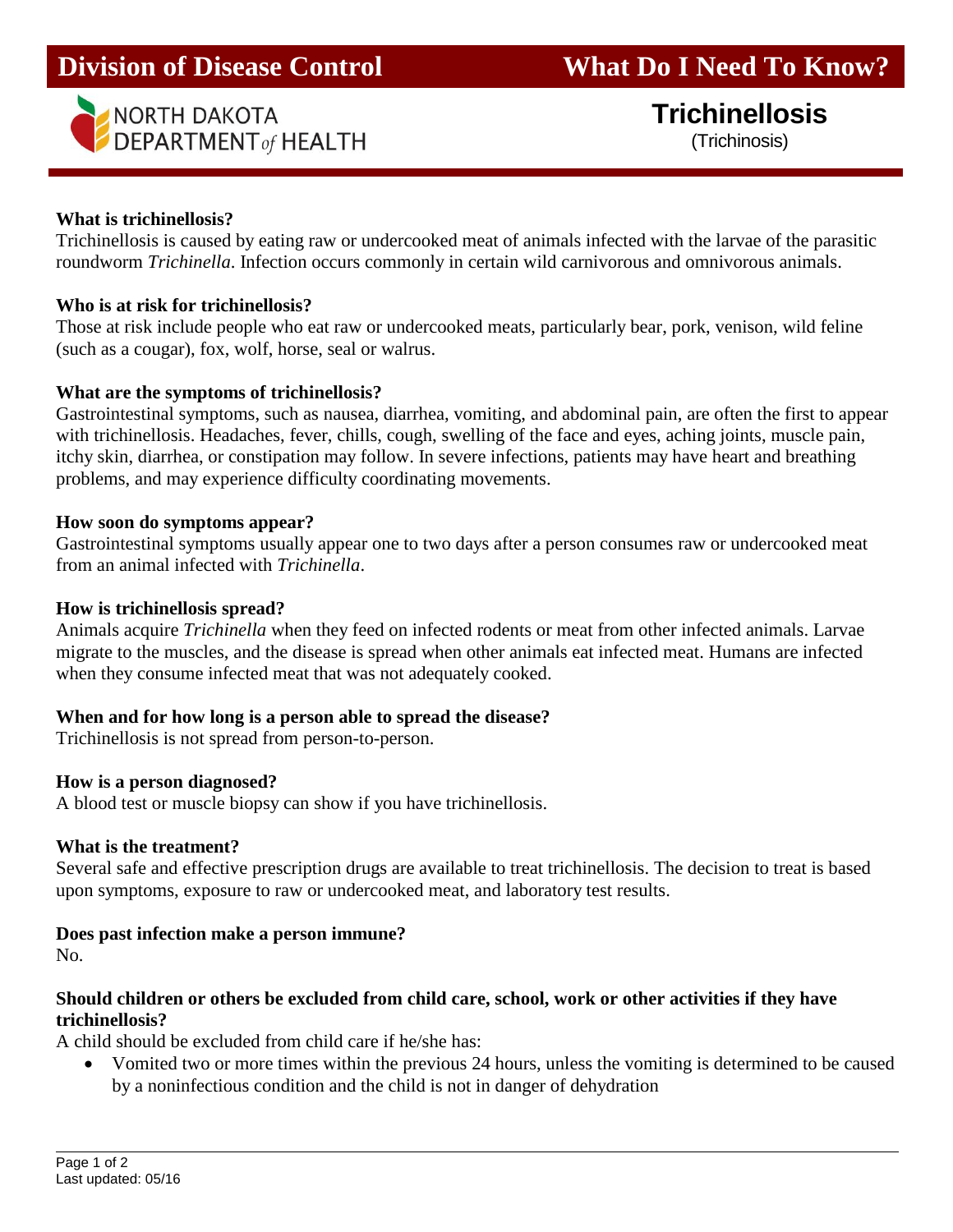# Division of Division of Disease Control

**What Do I Need To Know?**

NORTH DAKOTA DEPARTMENT *of* HEALTH

## Trichinellosis

(Trichinosis)

### What is trichinellosis?

Trichinellosis is caused by eating raw or undercooked meat of animals infected with the larvae of the parasitic roundworm *Trichinella*. Infection occurs commonly in certain wild carnivorous and omnivorous animals.

### Who is at risk for trichinellosis?

Those at risk include people who eat raw or undercooked meats, particularly bear, pork, venison, wild feline (such as a cougar), fox, wolf, horse, seal or walrus.

### What are the symptoms of trichinellosis?

Gastrointestinal symptoms, such as nausea, diarrhea, vomiting, and abdominal pain, are often the first to appear with trichinellosis. Headaches, fever, chills, cough, swelling of the face and eyes, aching joints, muscle pain, itchy skin, diarrhea, or constipation may follow. In severe infections, patients may have heart and breathing problems, and may experience difficulty coordinating movements.

### How soon do symptoms appear?

Gastrointestinal symptoms usually appear one to two days after a person consumes raw or undercooked meat from an animal infected with *Trichinella*.

### How is trichinellosis spread?

Animals acquire *Trichinella* when they feed on infected rodents or meat from other infected animals. Larvae migrate to the muscles, and the disease is spread when other animals eat infected meat. Humans are infected when they consume infected meat that was not adequately cooked.

### When and for how long is a person able to spread the disease?

Trichinellosis is not spread from person-to-person.

### How is a person diagnosed?

A blood test or muscle biopsy can show if you have trichinellosis.

### What is the treatment?

Several safe and effective prescription drugs are available to treat trichinellosis. The decision to treat is based upon symptoms, exposure to raw or undercooked meat, and laboratory test results.

### Does past infection make a person immune?

No.

### Should children or others be excluded from child care, school, work or other activities if they have trichinellosis?

A child should be excluded from child care if he/she has:

- Vomited two or more times within the previous 24 hours, unless the vomiting is determined to be caused by a noninfectious condition and the child is not in danger of dehydration

Last updated: 05/16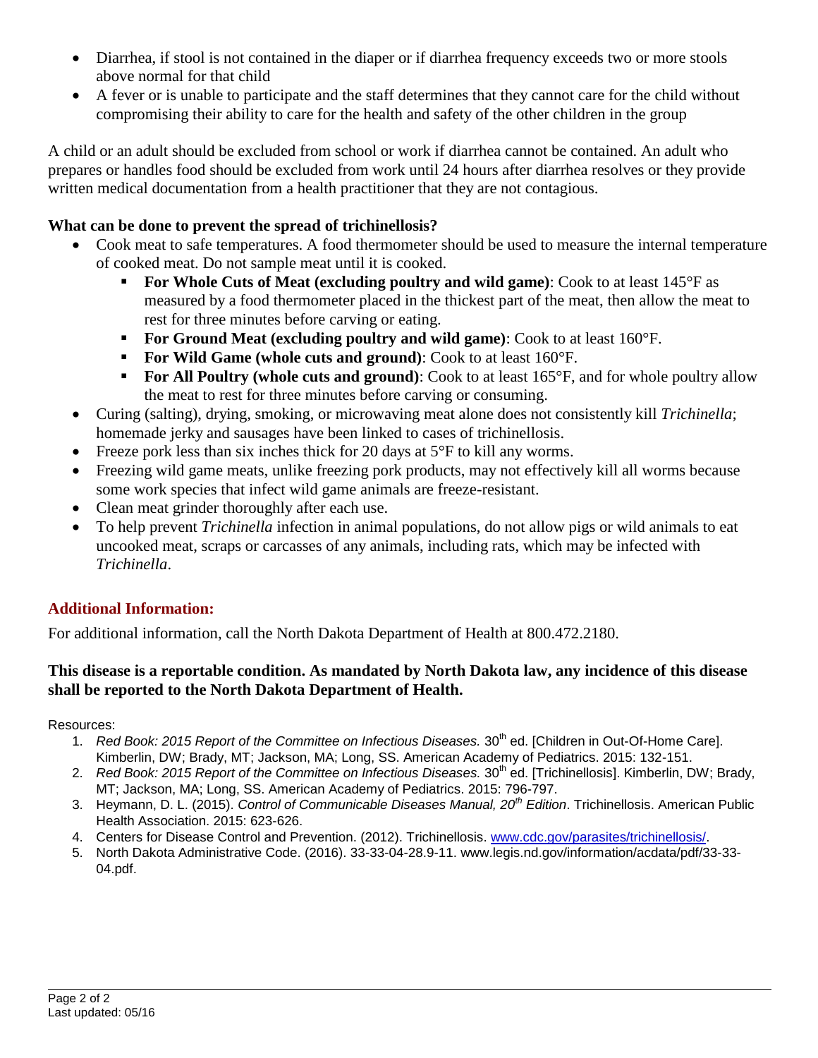- Diarrhea, if stool is not contained in the diaper or if diarrhea frequency exceeds two or more stools above normal for that child
- A fever or is unable to participate and the staff determines that they cannot care for the child without compromising their ability to care for the health and safety of the other children in the group

A child or an adult should be excluded from school or work if diarrhea cannot be contained. An adult who prepares or handles food should be excluded from work until 24 hours after diarrhea resolves or they provide written medical documentation from a health practitioner that they are not contagious.

**What can be done to prevent the spread of trichinellosis?**

- Cook meat to safe temperatures. A food thermometer should be used to measure the internal temperature of cooked meat. Do not sample meat until it is cooked.
  - **For Whole Cuts of Meat (excluding poultry and wild game)**: Cook to at least 145°F as measured by a food thermometer placed in the thickest part of the meat, then allow the meat to rest for three minutes before carving or eating.
  - **For Ground Meat (excluding poultry and wild game)**: Cook to at least 160°F.
  - **For Wild Game (whole cuts and ground)**: Cook to at least 160°F.
  - **For All Poultry (whole cuts and ground)**: Cook to at least 165°F, and for whole poultry allow the meat to rest for three minutes before carving or consuming.
- Curing (salting), drying, smoking, or microwaving meat alone does not consistently kill *Trichinella*; homemade jerky and sausages have been linked to cases of trichinellosis.
- Freeze pork less than six inches thick for 20 days at 5°F to kill any worms.
- Freezing wild game meats, unlike freezing pork products, may not effectively kill all worms because some work species that infect wild game animals are freeze-resistant.
- Clean meat grinder thoroughly after each use.
- To help prevent *Trichinella* infection in animal populations, do not allow pigs or wild animals to eat uncooked meat, scraps or carcasses of any animals, including rats, which may be infected with *Trichinella*.

## Additional Information:

For additional information, call the North Dakota Department of Health at 800.472.2180.

**This disease is a reportable condition. As mandated by North Dakota law, any incidence of this disease shall be reported to the North Dakota Department of Health.**

Resources:

1. *Red Book: 2015 Report of the Committee on Infectious Diseases.* 30th ed. [Children in Out-Of-Home Care]. Kimberlin, DW; Brady, MT; Jackson, MA; Long, SS. American Academy of Pediatrics. 2015: 132-151.
2. *Red Book: 2015 Report of the Committee on Infectious Diseases.* 30th ed. [Trichinellosis]. Kimberlin, DW; Brady, MT; Jackson, MA; Long, SS. American Academy of Pediatrics. 2015: 796-797.
3. Heymann, D. L. (2015). *Control of Communicable Diseases Manual, 20th Edition*. Trichinellosis. American Public Health Association. 2015: 623-626.
4. Centers for Disease Control and Prevention. (2012). Trichinellosis. www.cdc.gov/parasites/trichinellosis/.
5. North Dakota Administrative Code. (2016). 33-33-04-28.9-11. www.legis.nd.gov/information/acdata/pdf/33-33-04.pdf.

Last updated: 05/16